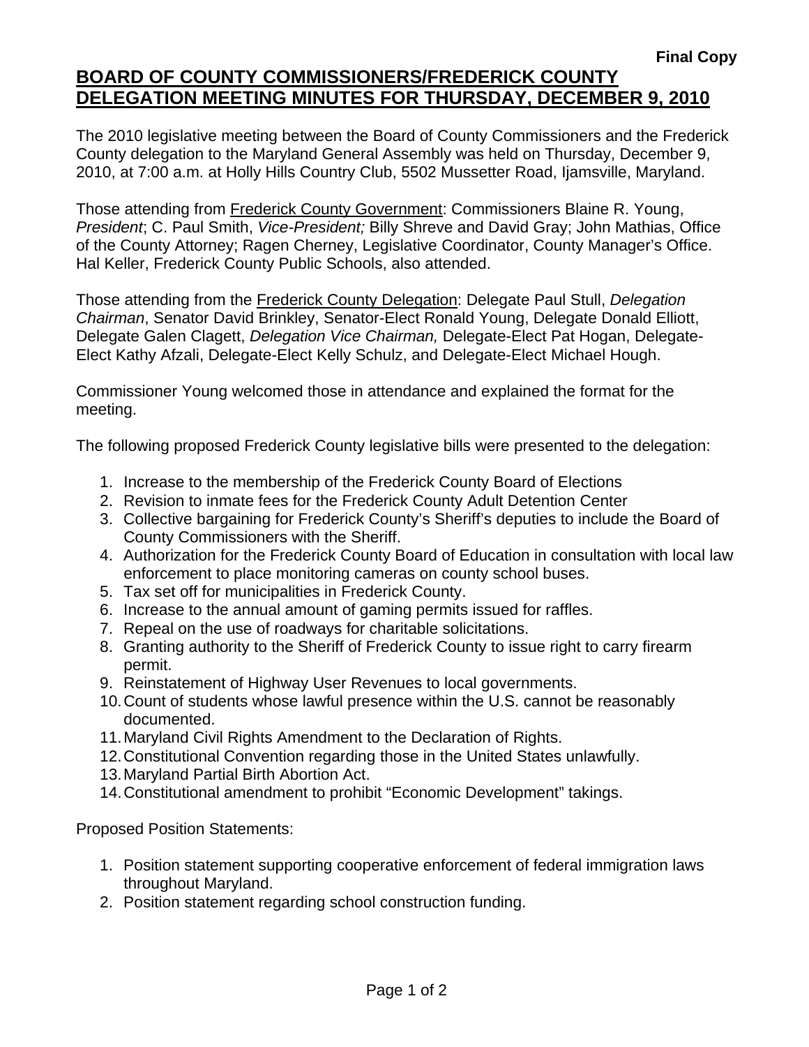Final Copy

# BOARD OF COUNTY COMMISSIONERS/FREDERICK COUNTY DELEGATION MEETING MINUTES FOR THURSDAY, DECEMBER 9, 2010

The 2010 legislative meeting between the Board of County Commissioners and the Frederick County delegation to the Maryland General Assembly was held on Thursday, December 9, 2010, at 7:00 a.m. at Holly Hills Country Club, 5502 Mussetter Road, Ijamsville, Maryland.

Those attending from Frederick County Government: Commissioners Blaine R. Young, *President*; C. Paul Smith, *Vice-President;* Billy Shreve and David Gray; John Mathias, Office of the County Attorney; Ragen Cherney, Legislative Coordinator, County Manager's Office. Hal Keller, Frederick County Public Schools, also attended.

Those attending from the Frederick County Delegation: Delegate Paul Stull, *Delegation Chairman*, Senator David Brinkley, Senator-Elect Ronald Young, Delegate Donald Elliott, Delegate Galen Clagett, *Delegation Vice Chairman,* Delegate-Elect Pat Hogan, Delegate-Elect Kathy Afzali, Delegate-Elect Kelly Schulz, and Delegate-Elect Michael Hough.

Commissioner Young welcomed those in attendance and explained the format for the meeting.

The following proposed Frederick County legislative bills were presented to the delegation:

1. Increase to the membership of the Frederick County Board of Elections
2. Revision to inmate fees for the Frederick County Adult Detention Center
3. Collective bargaining for Frederick County's Sheriff's deputies to include the Board of County Commissioners with the Sheriff.
4. Authorization for the Frederick County Board of Education in consultation with local law enforcement to place monitoring cameras on county school buses.
5. Tax set off for municipalities in Frederick County.
6. Increase to the annual amount of gaming permits issued for raffles.
7. Repeal on the use of roadways for charitable solicitations.
8. Granting authority to the Sheriff of Frederick County to issue right to carry firearm permit.
9. Reinstatement of Highway User Revenues to local governments.
10. Count of students whose lawful presence within the U.S. cannot be reasonably documented.
11. Maryland Civil Rights Amendment to the Declaration of Rights.
12. Constitutional Convention regarding those in the United States unlawfully.
13. Maryland Partial Birth Abortion Act.
14. Constitutional amendment to prohibit "Economic Development" takings.

Proposed Position Statements:

1. Position statement supporting cooperative enforcement of federal immigration laws throughout Maryland.
2. Position statement regarding school construction funding.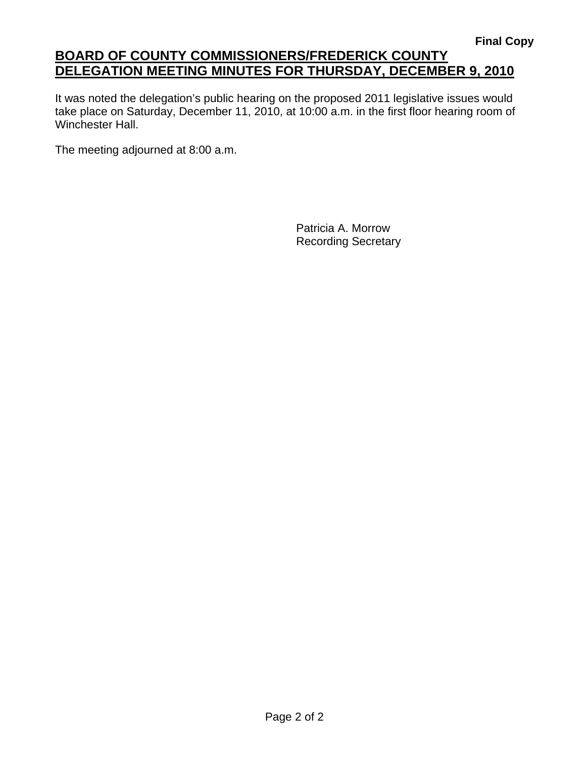**BOARD OF COUNTY COMMISSIONERS/FREDERICK COUNTY DELEGATION MEETING MINUTES FOR THURSDAY, DECEMBER 9, 2010**

It was noted the delegation's public hearing on the proposed 2011 legislative issues would take place on Saturday, December 11, 2010, at 10:00 a.m. in the first floor hearing room of Winchester Hall.

The meeting adjourned at 8:00 a.m.

Patricia A. Morrow
Recording Secretary